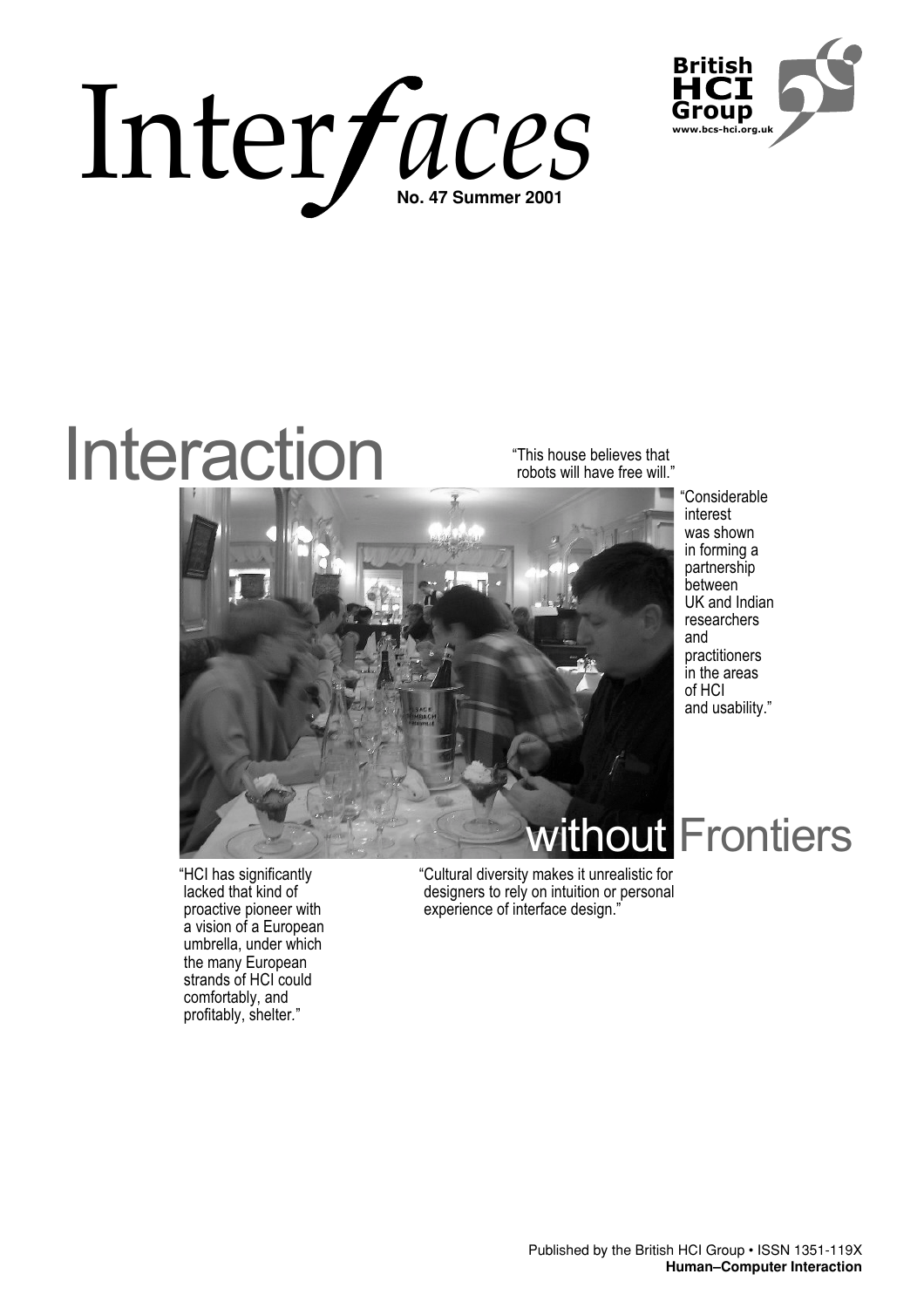# Interfaces

**No. 47 Summer 2001**

British HCI Group
www.bcs-hci.org.uk

# Interaction without Frontiers

"This house believes that robots will have free will."

"Considerable interest was shown in forming a partnership between UK and Indian researchers and practitioners in the areas of HCI and usability."

"HCI has significantly lacked that kind of proactive pioneer with a vision of a European umbrella, under which the many European strands of HCI could comfortably, and profitably, shelter."

"Cultural diversity makes it unrealistic for designers to rely on intuition or personal experience of interface design."

Published by the British HCI Group • ISSN 1351-119X
**Human–Computer Interaction**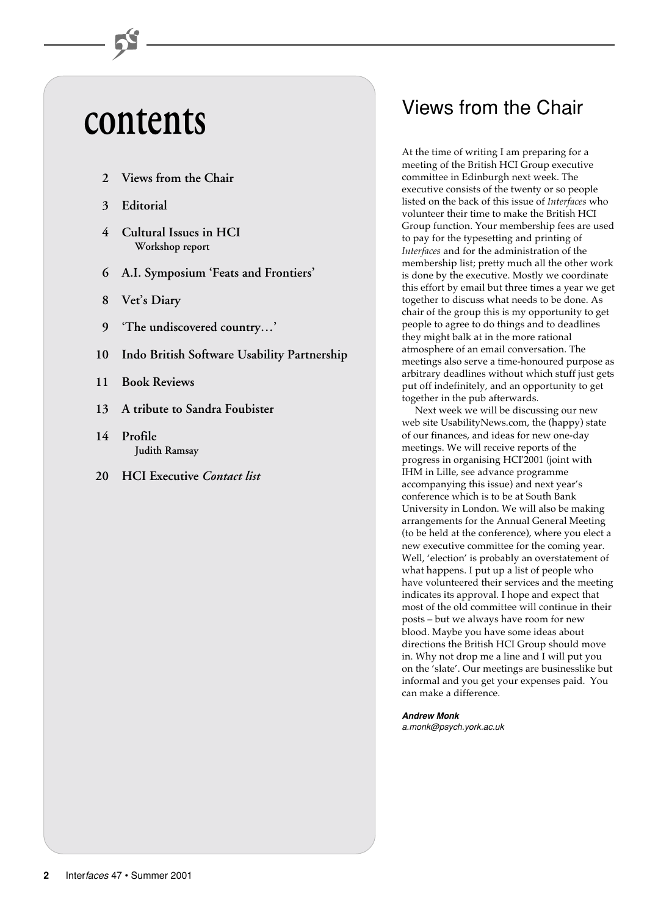# contents

- 2 **Views from the Chair**
- 3 **Editorial**
- 4 **Cultural Issues in HCI**
  **Workshop report**
- 6 **A.I. Symposium 'Feats and Frontiers'**
- 8 **Vet's Diary**
- 9 **'The undiscovered country…'**
- 10 **Indo British Software Usability Partnership**
- 11 **Book Reviews**
- 13 **A tribute to Sandra Foubister**
- 14 **Profile**
  **Judith Ramsay**
- 20 **HCI Executive *Contact list***

# Views from the Chair

At the time of writing I am preparing for a meeting of the British HCI Group executive committee in Edinburgh next week. The executive consists of the twenty or so people listed on the back of this issue of *Interfaces* who volunteer their time to make the British HCI Group function. Your membership fees are used to pay for the typesetting and printing of *Interfaces* and for the administration of the membership list; pretty much all the other work is done by the executive. Mostly we coordinate this effort by email but three times a year we get together to discuss what needs to be done. As chair of the group this is my opportunity to get people to agree to do things and to deadlines they might balk at in the more rational atmosphere of an email conversation. The meetings also serve a time-honoured purpose as arbitrary deadlines without which stuff just gets put off indefinitely, and an opportunity to get together in the pub afterwards.

Next week we will be discussing our new web site UsabilityNews.com, the (happy) state of our finances, and ideas for new one-day meetings. We will receive reports of the progress in organising HCI'2001 (joint with IHM in Lille, see advance programme accompanying this issue) and next year's conference which is to be at South Bank University in London. We will also be making arrangements for the Annual General Meeting (to be held at the conference), where you elect a new executive committee for the coming year. Well, 'election' is probably an overstatement of what happens. I put up a list of people who have volunteered their services and the meeting indicates its approval. I hope and expect that most of the old committee will continue in their posts – but we always have room for new blood. Maybe you have some ideas about directions the British HCI Group should move in. Why not drop me a line and I will put you on the 'slate'. Our meetings are businesslike but informal and you get your expenses paid. You can make a difference.

***Andrew Monk***
*a.monk@psych.york.ac.uk*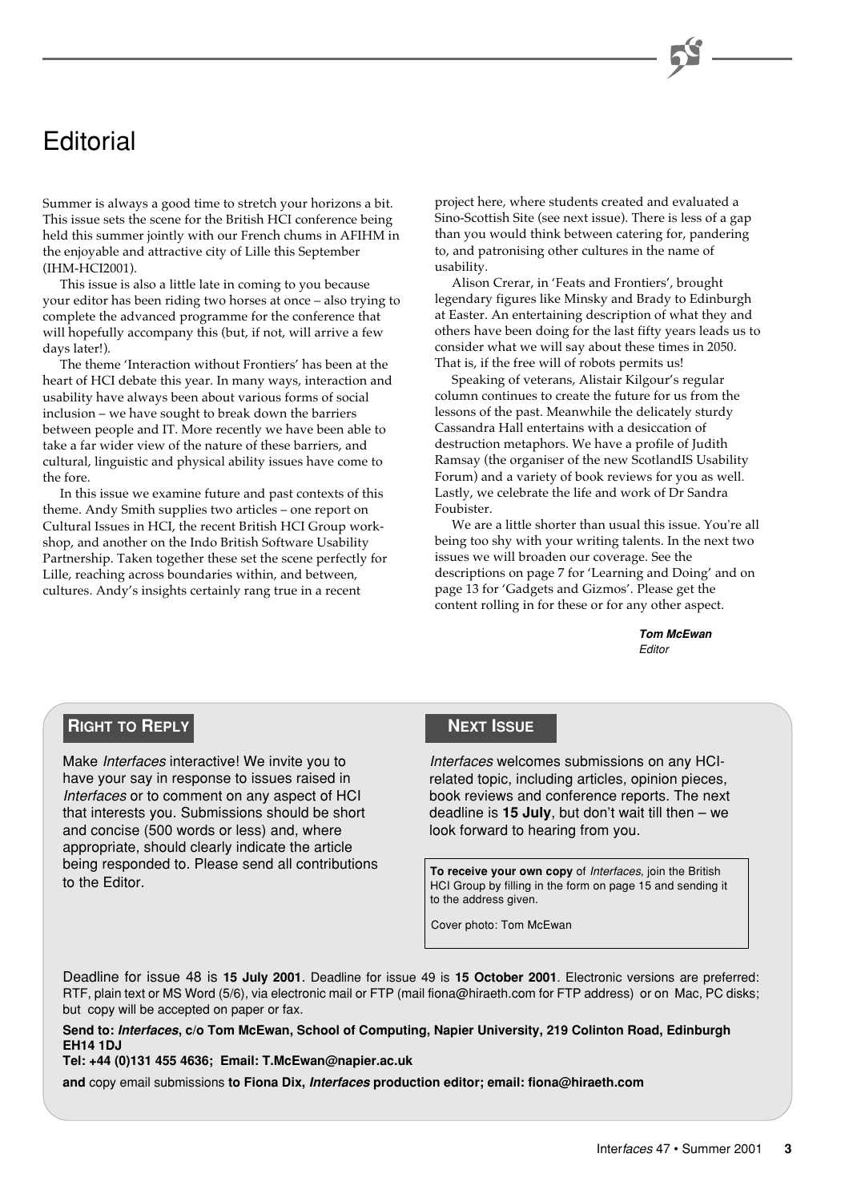# Editorial

Summer is always a good time to stretch your horizons a bit. This issue sets the scene for the British HCI conference being held this summer jointly with our French chums in AFIHM in the enjoyable and attractive city of Lille this September (IHM-HCI2001).

This issue is also a little late in coming to you because your editor has been riding two horses at once – also trying to complete the advanced programme for the conference that will hopefully accompany this (but, if not, will arrive a few days later!).

The theme 'Interaction without Frontiers' has been at the heart of HCI debate this year. In many ways, interaction and usability have always been about various forms of social inclusion – we have sought to break down the barriers between people and IT. More recently we have been able to take a far wider view of the nature of these barriers, and cultural, linguistic and physical ability issues have come to the fore.

In this issue we examine future and past contexts of this theme. Andy Smith supplies two articles – one report on Cultural Issues in HCI, the recent British HCI Group workshop, and another on the Indo British Software Usability Partnership. Taken together these set the scene perfectly for Lille, reaching across boundaries within, and between, cultures. Andy's insights certainly rang true in a recent project here, where students created and evaluated a Sino-Scottish Site (see next issue). There is less of a gap than you would think between catering for, pandering to, and patronising other cultures in the name of usability.

Alison Crerar, in 'Feats and Frontiers', brought legendary figures like Minsky and Brady to Edinburgh at Easter. An entertaining description of what they and others have been doing for the last fifty years leads us to consider what we will say about these times in 2050. That is, if the free will of robots permits us!

Speaking of veterans, Alistair Kilgour's regular column continues to create the future for us from the lessons of the past. Meanwhile the delicately sturdy Cassandra Hall entertains with a desiccation of destruction metaphors. We have a profile of Judith Ramsay (the organiser of the new ScotlandIS Usability Forum) and a variety of book reviews for you as well. Lastly, we celebrate the life and work of Dr Sandra Foubister.

We are a little shorter than usual this issue. You're all being too shy with your writing talents. In the next two issues we will broaden our coverage. See the descriptions on page 7 for 'Learning and Doing' and on page 13 for 'Gadgets and Gizmos'. Please get the content rolling in for these or for any other aspect.

***Tom McEwan***
*Editor*

## Right to Reply

Make *Interfaces* interactive! We invite you to have your say in response to issues raised in *Interfaces* or to comment on any aspect of HCI that interests you. Submissions should be short and concise (500 words or less) and, where appropriate, should clearly indicate the article being responded to. Please send all contributions to the Editor.

## Next Issue

*Interfaces* welcomes submissions on any HCI-related topic, including articles, opinion pieces, book reviews and conference reports. The next deadline is **15 July**, but don't wait till then – we look forward to hearing from you.

**To receive your own copy** of *Interfaces*, join the British HCI Group by filling in the form on page 15 and sending it to the address given.

Cover photo: Tom McEwan

Deadline for issue 48 is **15 July 2001**. Deadline for issue 49 is **15 October 2001**. Electronic versions are preferred: RTF, plain text or MS Word (5/6), via electronic mail or FTP (mail fiona@hiraeth.com for FTP address) or on Mac, PC disks; but copy will be accepted on paper or fax.

**Send to: *Interfaces*, c/o Tom McEwan, School of Computing, Napier University, 219 Colinton Road, Edinburgh EH14 1DJ**

**Tel: +44 (0)131 455 4636; Email: T.McEwan@napier.ac.uk**

**and** copy email submissions **to Fiona Dix, *Interfaces* production editor; email: fiona@hiraeth.com**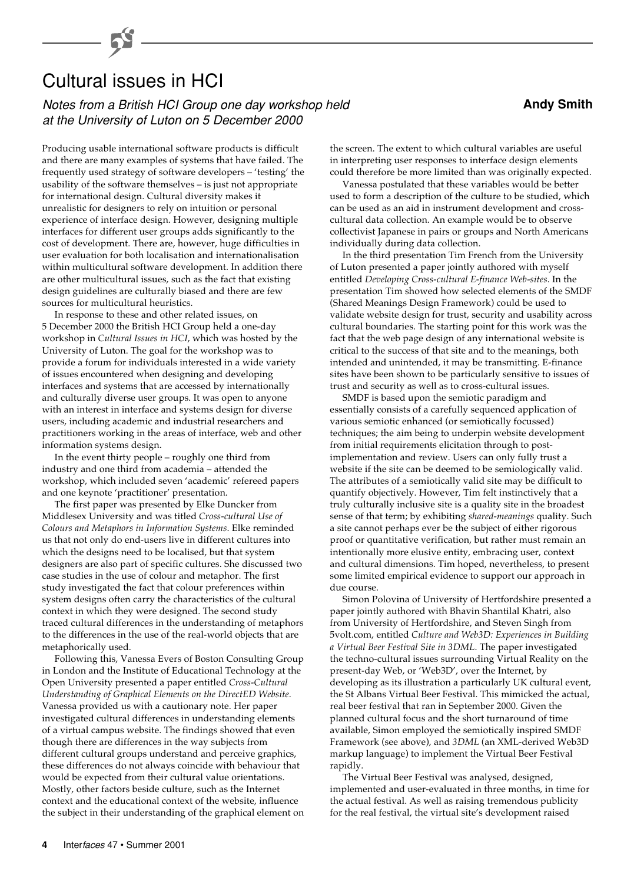# Cultural issues in HCI

*Notes from a British HCI Group one day workshop held at the University of Luton on 5 December 2000*

**Andy Smith**

Producing usable international software products is difficult and there are many examples of systems that have failed. The frequently used strategy of software developers – 'testing' the usability of the software themselves – is just not appropriate for international design. Cultural diversity makes it unrealistic for designers to rely on intuition or personal experience of interface design. However, designing multiple interfaces for different user groups adds significantly to the cost of development. There are, however, huge difficulties in user evaluation for both localisation and internationalisation within multicultural software development. In addition there are other multicultural issues, such as the fact that existing design guidelines are culturally biased and there are few sources for multicultural heuristics.

In response to these and other related issues, on 5 December 2000 the British HCI Group held a one-day workshop in *Cultural Issues in HCI*, which was hosted by the University of Luton. The goal for the workshop was to provide a forum for individuals interested in a wide variety of issues encountered when designing and developing interfaces and systems that are accessed by internationally and culturally diverse user groups. It was open to anyone with an interest in interface and systems design for diverse users, including academic and industrial researchers and practitioners working in the areas of interface, web and other information systems design.

In the event thirty people – roughly one third from industry and one third from academia – attended the workshop, which included seven 'academic' refereed papers and one keynote 'practitioner' presentation.

The first paper was presented by Elke Duncker from Middlesex University and was titled *Cross-cultural Use of Colours and Metaphors in Information Systems*. Elke reminded us that not only do end-users live in different cultures into which the designs need to be localised, but that system designers are also part of specific cultures. She discussed two case studies in the use of colour and metaphor. The first study investigated the fact that colour preferences within system designs often carry the characteristics of the cultural context in which they were designed. The second study traced cultural differences in the understanding of metaphors to the differences in the use of the real-world objects that are metaphorically used.

Following this, Vanessa Evers of Boston Consulting Group in London and the Institute of Educational Technology at the Open University presented a paper entitled *Cross-Cultural Understanding of Graphical Elements on the DirectED Website*. Vanessa provided us with a cautionary note. Her paper investigated cultural differences in understanding elements of a virtual campus website. The findings showed that even though there are differences in the way subjects from different cultural groups understand and perceive graphics, these differences do not always coincide with behaviour that would be expected from their cultural value orientations. Mostly, other factors beside culture, such as the Internet context and the educational context of the website, influence the subject in their understanding of the graphical element on the screen. The extent to which cultural variables are useful in interpreting user responses to interface design elements could therefore be more limited than was originally expected.

Vanessa postulated that these variables would be better used to form a description of the culture to be studied, which can be used as an aid in instrument development and cross-cultural data collection. An example would be to observe collectivist Japanese in pairs or groups and North Americans individually during data collection.

In the third presentation Tim French from the University of Luton presented a paper jointly authored with myself entitled *Developing Cross-cultural E-finance Web-sites*. In the presentation Tim showed how selected elements of the SMDF (Shared Meanings Design Framework) could be used to validate website design for trust, security and usability across cultural boundaries. The starting point for this work was the fact that the web page design of any international website is critical to the success of that site and to the meanings, both intended and unintended, it may be transmitting. E-finance sites have been shown to be particularly sensitive to issues of trust and security as well as to cross-cultural issues.

SMDF is based upon the semiotic paradigm and essentially consists of a carefully sequenced application of various semiotic enhanced (or semiotically focussed) techniques; the aim being to underpin website development from initial requirements elicitation through to post-implementation and review. Users can only fully trust a website if the site can be deemed to be semiologically valid. The attributes of a semiotically valid site may be difficult to quantify objectively. However, Tim felt instinctively that a truly culturally inclusive site is a quality site in the broadest sense of that term; by exhibiting *shared-meanings* quality. Such a site cannot perhaps ever be the subject of either rigorous proof or quantitative verification, but rather must remain an intentionally more elusive entity, embracing user, context and cultural dimensions. Tim hoped, nevertheless, to present some limited empirical evidence to support our approach in due course.

Simon Polovina of University of Hertfordshire presented a paper jointly authored with Bhavin Shantilal Khatri, also from University of Hertfordshire, and Steven Singh from 5volt.com, entitled *Culture and Web3D: Experiences in Building a Virtual Beer Festival Site in 3DML*. The paper investigated the techno-cultural issues surrounding Virtual Reality on the present-day Web, or 'Web3D', over the Internet, by developing as its illustration a particularly UK cultural event, the St Albans Virtual Beer Festival. This mimicked the actual, real beer festival that ran in September 2000. Given the planned cultural focus and the short turnaround of time available, Simon employed the semiotically inspired SMDF Framework (see above), and *3DML* (an XML-derived Web3D markup language) to implement the Virtual Beer Festival rapidly.

The Virtual Beer Festival was analysed, designed, implemented and user-evaluated in three months, in time for the actual festival. As well as raising tremendous publicity for the real festival, the virtual site's development raised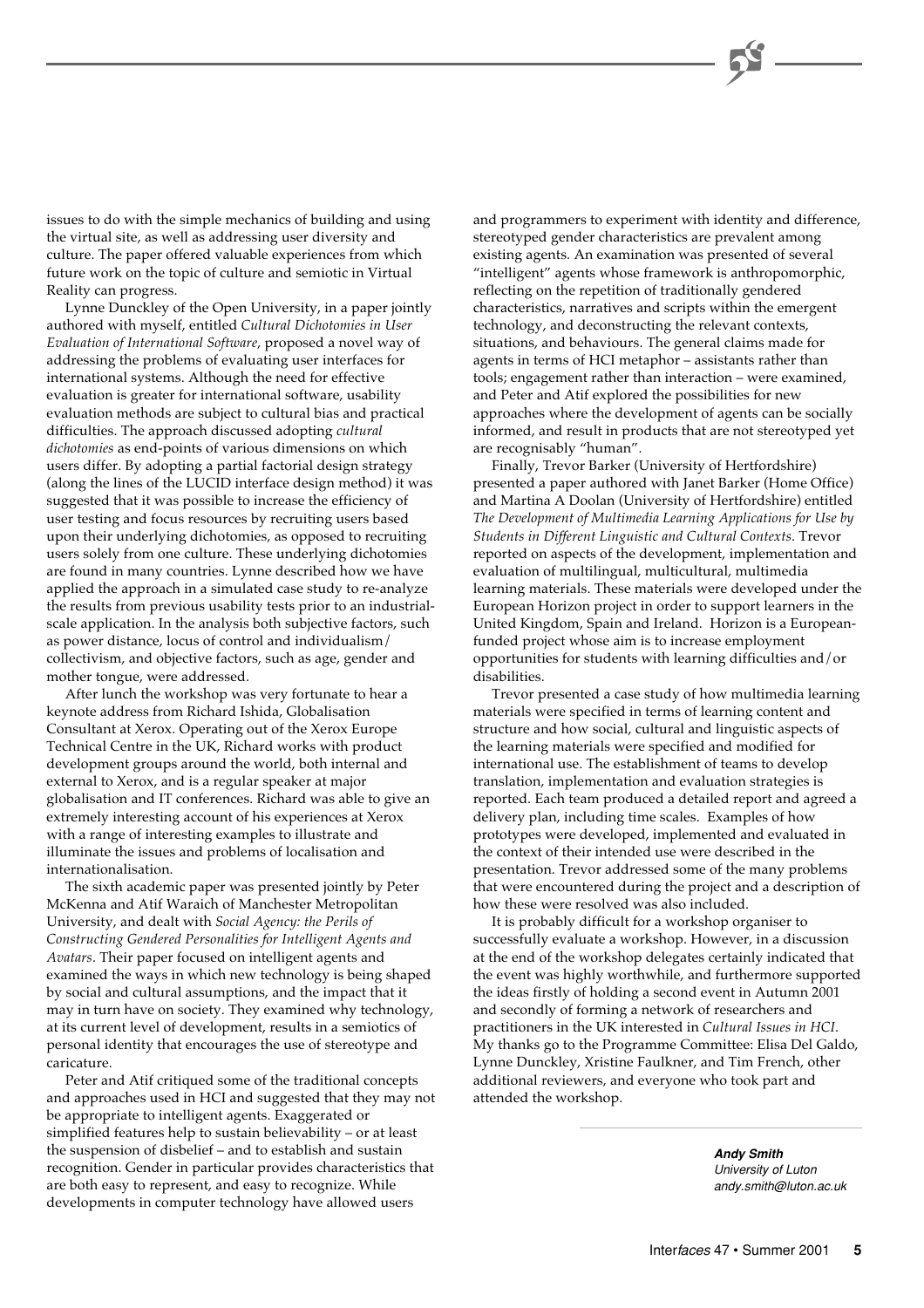issues to do with the simple mechanics of building and using the virtual site, as well as addressing user diversity and culture. The paper offered valuable experiences from which future work on the topic of culture and semiotic in Virtual Reality can progress.

Lynne Dunckley of the Open University, in a paper jointly authored with myself, entitled *Cultural Dichotomies in User Evaluation of International Software*, proposed a novel way of addressing the problems of evaluating user interfaces for international systems. Although the need for effective evaluation is greater for international software, usability evaluation methods are subject to cultural bias and practical difficulties. The approach discussed adopting *cultural dichotomies* as end-points of various dimensions on which users differ. By adopting a partial factorial design strategy (along the lines of the LUCID interface design method) it was suggested that it was possible to increase the efficiency of user testing and focus resources by recruiting users based upon their underlying dichotomies, as opposed to recruiting users solely from one culture. These underlying dichotomies are found in many countries. Lynne described how we have applied the approach in a simulated case study to re-analyze the results from previous usability tests prior to an industrial-scale application. In the analysis both subjective factors, such as power distance, locus of control and individualism/collectivism, and objective factors, such as age, gender and mother tongue, were addressed.

After lunch the workshop was very fortunate to hear a keynote address from Richard Ishida, Globalisation Consultant at Xerox. Operating out of the Xerox Europe Technical Centre in the UK, Richard works with product development groups around the world, both internal and external to Xerox, and is a regular speaker at major globalisation and IT conferences. Richard was able to give an extremely interesting account of his experiences at Xerox with a range of interesting examples to illustrate and illuminate the issues and problems of localisation and internationalisation.

The sixth academic paper was presented jointly by Peter McKenna and Atif Waraich of Manchester Metropolitan University, and dealt with *Social Agency: the Perils of Constructing Gendered Personalities for Intelligent Agents and Avatars*. Their paper focused on intelligent agents and examined the ways in which new technology is being shaped by social and cultural assumptions, and the impact that it may in turn have on society. They examined why technology, at its current level of development, results in a semiotics of personal identity that encourages the use of stereotype and caricature.

Peter and Atif critiqued some of the traditional concepts and approaches used in HCI and suggested that they may not be appropriate to intelligent agents. Exaggerated or simplified features help to sustain believability – or at least the suspension of disbelief – and to establish and sustain recognition. Gender in particular provides characteristics that are both easy to represent, and easy to recognize. While developments in computer technology have allowed users and programmers to experiment with identity and difference, stereotyped gender characteristics are prevalent among existing agents. An examination was presented of several "intelligent" agents whose framework is anthropomorphic, reflecting on the repetition of traditionally gendered characteristics, narratives and scripts within the emergent technology, and deconstructing the relevant contexts, situations, and behaviours. The general claims made for agents in terms of HCI metaphor – assistants rather than tools; engagement rather than interaction – were examined, and Peter and Atif explored the possibilities for new approaches where the development of agents can be socially informed, and result in products that are not stereotyped yet are recognisably "human".

Finally, Trevor Barker (University of Hertfordshire) presented a paper authored with Janet Barker (Home Office) and Martina A Doolan (University of Hertfordshire) entitled *The Development of Multimedia Learning Applications for Use by Students in Different Linguistic and Cultural Contexts.* Trevor reported on aspects of the development, implementation and evaluation of multilingual, multicultural, multimedia learning materials. These materials were developed under the European Horizon project in order to support learners in the United Kingdom, Spain and Ireland. Horizon is a European-funded project whose aim is to increase employment opportunities for students with learning difficulties and/or disabilities.

Trevor presented a case study of how multimedia learning materials were specified in terms of learning content and structure and how social, cultural and linguistic aspects of the learning materials were specified and modified for international use. The establishment of teams to develop translation, implementation and evaluation strategies is reported. Each team produced a detailed report and agreed a delivery plan, including time scales. Examples of how prototypes were developed, implemented and evaluated in the context of their intended use were described in the presentation. Trevor addressed some of the many problems that were encountered during the project and a description of how these were resolved was also included.

It is probably difficult for a workshop organiser to successfully evaluate a workshop. However, in a discussion at the end of the workshop delegates certainly indicated that the event was highly worthwhile, and furthermore supported the ideas firstly of holding a second event in Autumn 2001 and secondly of forming a network of researchers and practitioners in the UK interested in *Cultural Issues in HCI*. My thanks go to the Programme Committee: Elisa Del Galdo, Lynne Dunckley, Xristine Faulkner, and Tim French, other additional reviewers, and everyone who took part and attended the workshop.

***Andy Smith***
*University of Luton*
*andy.smith@luton.ac.uk*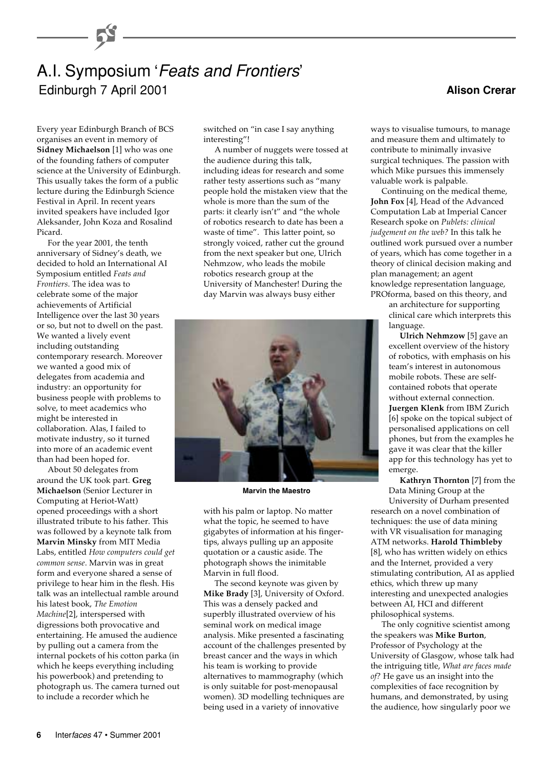# A.I. Symposium '*Feats and Frontiers*'

## Edinburgh 7 April 2001

**Alison Crerar**

Every year Edinburgh Branch of BCS organises an event in memory of **Sidney Michaelson** [1] who was one of the founding fathers of computer science at the University of Edinburgh. This usually takes the form of a public lecture during the Edinburgh Science Festival in April. In recent years invited speakers have included Igor Aleksander, John Koza and Rosalind Picard.

For the year 2001, the tenth anniversary of Sidney's death, we decided to hold an International AI Symposium entitled *Feats and Frontiers*. The idea was to celebrate some of the major achievements of Artificial Intelligence over the last 30 years or so, but not to dwell on the past. We wanted a lively event including outstanding contemporary research. Moreover we wanted a good mix of delegates from academia and industry: an opportunity for business people with problems to solve, to meet academics who might be interested in collaboration. Alas, I failed to motivate industry, so it turned into more of an academic event than had been hoped for.

About 50 delegates from around the UK took part. **Greg Michaelson** (Senior Lecturer in Computing at Heriot-Watt) opened proceedings with a short illustrated tribute to his father. This was followed by a keynote talk from **Marvin Minsky** from MIT Media Labs, entitled *How computers could get common sense*. Marvin was in great form and everyone shared a sense of privilege to hear him in the flesh. His talk was an intellectual ramble around his latest book, *The Emotion Machine*[2], interspersed with digressions both provocative and entertaining. He amused the audience by pulling out a camera from the internal pockets of his cotton parka (in which he keeps everything including his powerbook) and pretending to photograph us. The camera turned out to include a recorder which he switched on "in case I say anything interesting"!

A number of nuggets were tossed at the audience during this talk, including ideas for research and some rather testy assertions such as "many people hold the mistaken view that the whole is more than the sum of the parts: it clearly isn't" and "the whole of robotics research to date has been a waste of time". This latter point, so strongly voiced, rather cut the ground from the next speaker but one, Ulrich Nehmzow, who leads the mobile robotics research group at the University of Manchester! During the day Marvin was always busy either with his palm or laptop. No matter what the topic, he seemed to have gigabytes of information at his finger-tips, always pulling up an apposite quotation or a caustic aside. The photograph shows the inimitable Marvin in full flood.

**Marvin the Maestro**

The second keynote was given by **Mike Brady** [3], University of Oxford. This was a densely packed and superbly illustrated overview of his seminal work on medical image analysis. Mike presented a fascinating account of the challenges presented by breast cancer and the ways in which his team is working to provide alternatives to mammography (which is only suitable for post-menopausal women). 3D modelling techniques are being used in a variety of innovative ways to visualise tumours, to manage and measure them and ultimately to contribute to minimally invasive surgical techniques. The passion with which Mike pursues this immensely valuable work is palpable.

Continuing on the medical theme, **John Fox** [4], Head of the Advanced Computation Lab at Imperial Cancer Research spoke on *Publets: clinical judgement on the web?* In this talk he outlined work pursued over a number of years, which has come together in a theory of clinical decision making and plan management; an agent knowledge representation language, PROforma, based on this theory, and an architecture for supporting clinical care which interprets this language.

**Ulrich Nehmzow** [5] gave an excellent overview of the history of robotics, with emphasis on his team's interest in autonomous mobile robots. These are self-contained robots that operate without external connection. **Juergen Klenk** from IBM Zurich [6] spoke on the topical subject of personalised applications on cell phones, but from the examples he gave it was clear that the killer app for this technology has yet to emerge.

**Kathryn Thornton** [7] from the Data Mining Group at the University of Durham presented research on a novel combination of techniques: the use of data mining with VR visualisation for managing ATM networks. **Harold Thimbleby** [8], who has written widely on ethics and the Internet, provided a very stimulating contribution, AI as applied ethics, which threw up many interesting and unexpected analogies between AI, HCI and different philosophical systems.

The only cognitive scientist among the speakers was **Mike Burton**, Professor of Psychology at the University of Glasgow, whose talk had the intriguing title, *What are faces made of?* He gave us an insight into the complexities of face recognition by humans, and demonstrated, by using the audience, how singularly poor we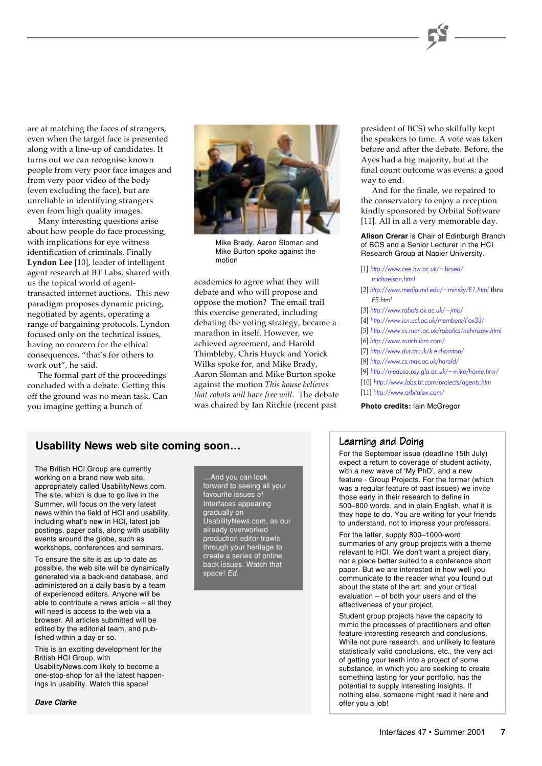are at matching the faces of strangers, even when the target face is presented along with a line-up of candidates. It turns out we can recognise known people from very poor face images and from very poor video of the body (even excluding the face), but are unreliable in identifying strangers even from high quality images.

Many interesting questions arise about how people do face processing, with implications for eye witness identification of criminals. Finally **Lyndon Lee** [10], leader of intelligent agent research at BT Labs, shared with us the topical world of agent-transacted internet auctions. This new paradigm proposes dynamic pricing, negotiated by agents, operating a range of bargaining protocols. Lyndon focused only on the technical issues, having no concern for the ethical consequences, "that's for others to work out", he said.

The formal part of the proceedings concluded with a debate. Getting this off the ground was no mean task. Can you imagine getting a bunch of academics to agree what they will debate and who will propose and oppose the motion? The email trail this exercise generated, including debating the voting strategy, became a marathon in itself. However, we achieved agreement, and Harold Thimbleby, Chris Huyck and Yorick Wilks spoke for, and Mike Brady, Aaron Sloman and Mike Burton spoke against the motion *This house believes that robots will have free will*. The debate was chaired by Ian Ritchie (recent past president of BCS) who skilfully kept the speakers to time. A vote was taken before and after the debate. Before, the Ayes had a big majority, but at the final count outcome was evens: a good way to end.

Mike Brady, Aaron Sloman and Mike Burton spoke against the motion

And for the finale, we repaired to the conservatory to enjoy a reception kindly sponsored by Orbital Software [11]. All in all a very memorable day.

**Alison Crerar** is Chair of Edinburgh Branch of BCS and a Senior Lecturer in the HCI Research Group at Napier University.

[1] http://www.cee.hw.ac.uk/~bcsed/michaelson.html
[2] http://www.media.mit.edu/~minsky/E1.html thru E5.html
[3] http://www.robots.ox.ac.uk/~jmb/
[4] http://www.icn.ucl.ac.uk/members/Fox33/
[5] http://www.cs.man.ac.uk/robotics/nehmzow.html
[6] http://www.zurich.ibm.com/
[7] http://www.dur.ac.uk/k.e.thornton/
[8] http://www.cs.mdx.ac.uk/harold/
[9] http://medusa.psy.gla.ac.uk/~mike/home.htm/
[10] http://www.labs.bt.com/projects/agents.htm
[11] http://www.orbitalsw.com/

**Photo credits:** Iain McGregor

## Usability News web site coming soon…

The British HCI Group are currently working on a brand new web site, appropriately called UsabilityNews.com. The site, which is due to go live in the Summer, will focus on the very latest news within the field of HCI and usability, including what's new in HCI, latest job postings, paper calls, along with usability events around the globe, such as workshops, conferences and seminars.

To ensure the site is as up to date as possible, the web site will be dynamically generated via a back-end database, and administered on a daily basis by a team of experienced editors. Anyone will be able to contribute a news article – all they will need is access to the web via a browser. All articles submitted will be edited by the editorial team, and published within a day or so.

This is an exciting development for the British HCI Group, with UsabilityNews.com likely to become a one-stop-shop for all the latest happenings in usability. Watch this space!

***Dave Clarke***

…And you can look forward to seeing all your favourite issues of Interfaces appearing gradually on UsabilityNews.com, as our already overworked production editor trawls through your heritage to create a series of online back issues. Watch that space! *Ed.*

## Learning and Doing

For the September issue (deadline 15th July) expect a return to coverage of student activity, with a new wave of 'My PhD', and a new feature - Group Projects. For the former (which was a regular feature of past issues) we invite those early in their research to define in 500–800 words, and in plain English, what it is they hope to do. You are writing for your friends to understand, not to impress your professors.

For the latter, supply 800–1000-word summaries of any group projects with a theme relevant to HCI. We don't want a project diary, nor a piece better suited to a conference short paper. But we are interested in how well you communicate to the reader what you found out about the state of the art, and your critical evaluation – of both your users and of the effectiveness of your project.

Student group projects have the capacity to mimic the processes of practitioners and often feature interesting research and conclusions. While not pure research, and unlikely to feature statistically valid conclusions, etc., the very act of getting your teeth into a project of some substance, in which you are seeking to create something lasting for your portfolio, has the potential to supply interesting insights. If nothing else, someone might read it here and offer you a job!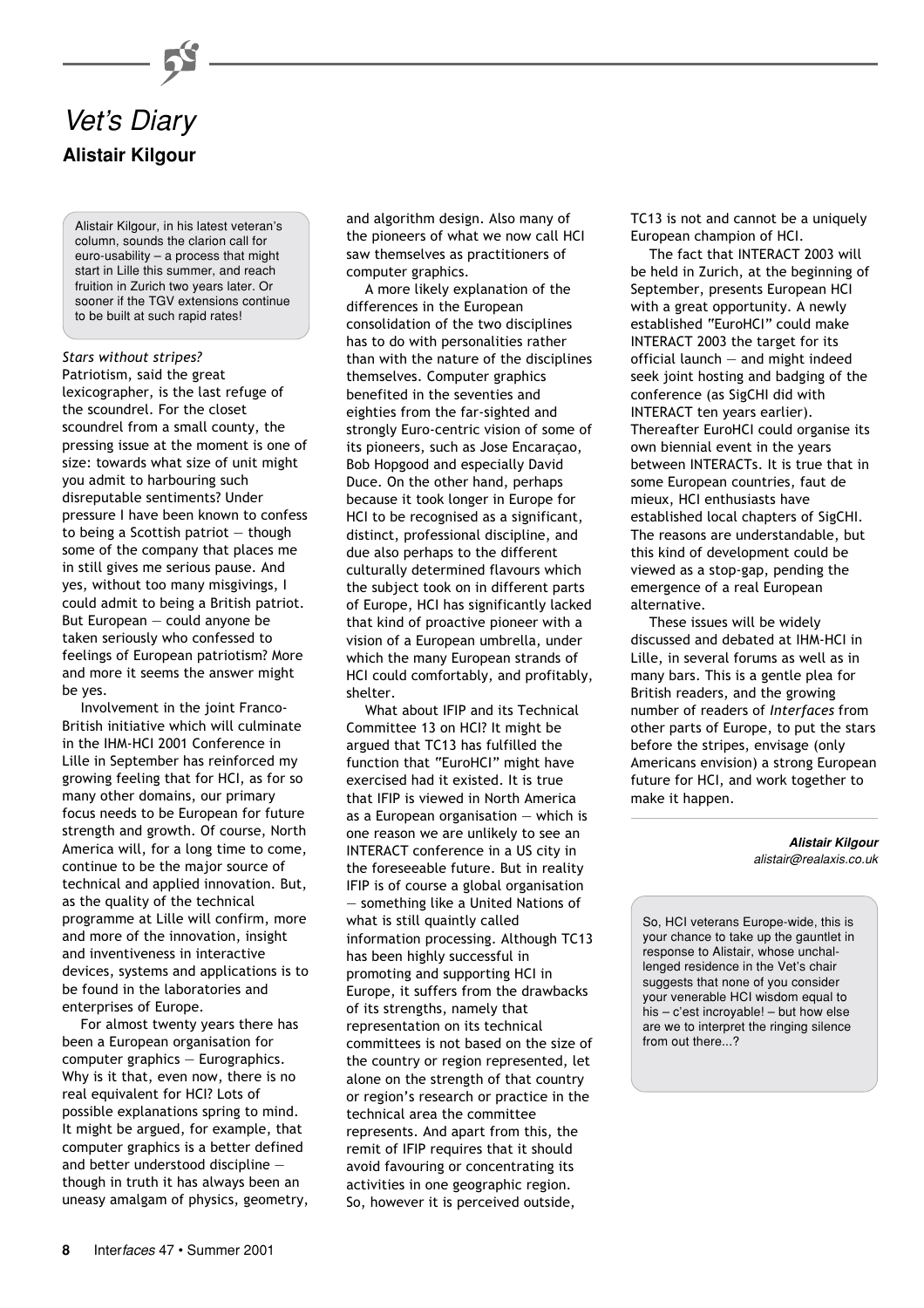# Vet's Diary

**Alistair Kilgour**

Alistair Kilgour, in his latest veteran's column, sounds the clarion call for euro-usability – a process that might start in Lille this summer, and reach fruition in Zurich two years later. Or sooner if the TGV extensions continue to be built at such rapid rates!

*Stars without stripes?*

Patriotism, said the great lexicographer, is the last refuge of the scoundrel. For the closet scoundrel from a small county, the pressing issue at the moment is one of size: towards what size of unit might you admit to harbouring such disreputable sentiments? Under pressure I have been known to confess to being a Scottish patriot — though some of the company that places me in still gives me serious pause. And yes, without too many misgivings, I could admit to being a British patriot. But European — could anyone be taken seriously who confessed to feelings of European patriotism? More and more it seems the answer might be yes.

Involvement in the joint Franco-British initiative which will culminate in the IHM-HCI 2001 Conference in Lille in September has reinforced my growing feeling that for HCI, as for so many other domains, our primary focus needs to be European for future strength and growth. Of course, North America will, for a long time to come, continue to be the major source of technical and applied innovation. But, as the quality of the technical programme at Lille will confirm, more and more of the innovation, insight and inventiveness in interactive devices, systems and applications is to be found in the laboratories and enterprises of Europe.

For almost twenty years there has been a European organisation for computer graphics — Eurographics. Why is it that, even now, there is no real equivalent for HCI? Lots of possible explanations spring to mind. It might be argued, for example, that computer graphics is a better defined and better understood discipline — though in truth it has always been an uneasy amalgam of physics, geometry, and algorithm design. Also many of the pioneers of what we now call HCI saw themselves as practitioners of computer graphics.

A more likely explanation of the differences in the European consolidation of the two disciplines has to do with personalities rather than with the nature of the disciplines themselves. Computer graphics benefited in the seventies and eighties from the far-sighted and strongly Euro-centric vision of some of its pioneers, such as Jose Encaraçao, Bob Hopgood and especially David Duce. On the other hand, perhaps because it took longer in Europe for HCI to be recognised as a significant, distinct, professional discipline, and due also perhaps to the different culturally determined flavours which the subject took on in different parts of Europe, HCI has significantly lacked that kind of proactive pioneer with a vision of a European umbrella, under which the many European strands of HCI could comfortably, and profitably, shelter.

What about IFIP and its Technical Committee 13 on HCI? It might be argued that TC13 has fulfilled the function that "EuroHCI" might have exercised had it existed. It is true that IFIP is viewed in North America as a European organisation — which is one reason we are unlikely to see an INTERACT conference in a US city in the foreseeable future. But in reality IFIP is of course a global organisation — something like a United Nations of what is still quaintly called information processing. Although TC13 has been highly successful in promoting and supporting HCI in Europe, it suffers from the drawbacks of its strengths, namely that representation on its technical committees is not based on the size of the country or region represented, let alone on the strength of that country or region's research or practice in the technical area the committee represents. And apart from this, the remit of IFIP requires that it should avoid favouring or concentrating its activities in one geographic region. So, however it is perceived outside, TC13 is not and cannot be a uniquely European champion of HCI.

The fact that INTERACT 2003 will be held in Zurich, at the beginning of September, presents European HCI with a great opportunity. A newly established "EuroHCI" could make INTERACT 2003 the target for its official launch — and might indeed seek joint hosting and badging of the conference (as SigCHI did with INTERACT ten years earlier). Thereafter EuroHCI could organise its own biennial event in the years between INTERACTs. It is true that in some European countries, faut de mieux, HCI enthusiasts have established local chapters of SigCHI. The reasons are understandable, but this kind of development could be viewed as a stop-gap, pending the emergence of a real European alternative.

These issues will be widely discussed and debated at IHM-HCI in Lille, in several forums as well as in many bars. This is a gentle plea for British readers, and the growing number of readers of *Interfaces* from other parts of Europe, to put the stars before the stripes, envisage (only Americans envision) a strong European future for HCI, and work together to make it happen.

***Alistair Kilgour***
*alistair@realaxis.co.uk*

So, HCI veterans Europe-wide, this is your chance to take up the gauntlet in response to Alistair, whose unchallenged residence in the Vet's chair suggests that none of you consider your venerable HCI wisdom equal to his – c'est incroyable! – but how else are we to interpret the ringing silence from out there...?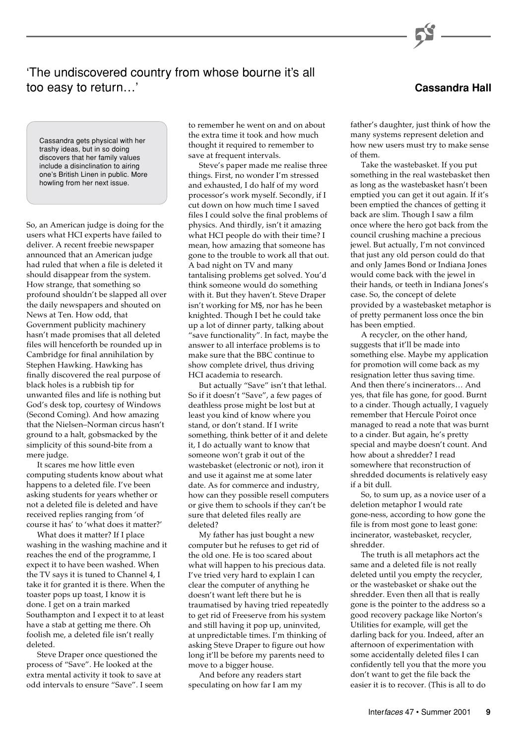## 'The undiscovered country from whose bourne it's all too easy to return…'

**Cassandra Hall**

> Cassandra gets physical with her trashy ideas, but in so doing discovers that her family values include a disinclination to airing one's British Linen in public. More howling from her next issue.

So, an American judge is doing for the users what HCI experts have failed to deliver. A recent freebie newspaper announced that an American judge had ruled that when a file is deleted it should disappear from the system. How strange, that something so profound shouldn't be slapped all over the daily newspapers and shouted on News at Ten. How odd, that Government publicity machinery hasn't made promises that all deleted files will henceforth be rounded up in Cambridge for final annihilation by Stephen Hawking. Hawking has finally discovered the real purpose of black holes is a rubbish tip for unwanted files and life is nothing but God's desk top, courtesy of Windows (Second Coming). And how amazing that the Nielsen–Norman circus hasn't ground to a halt, gobsmacked by the simplicity of this sound-bite from a mere judge.

It scares me how little even computing students know about what happens to a deleted file. I've been asking students for years whether or not a deleted file is deleted and have received replies ranging from 'of course it has' to 'what does it matter?'

What does it matter? If I place washing in the washing machine and it reaches the end of the programme, I expect it to have been washed. When the TV says it is tuned to Channel 4, I take it for granted it is there. When the toaster pops up toast, I know it is done. I get on a train marked Southampton and I expect it to at least have a stab at getting me there. Oh foolish me, a deleted file isn't really deleted.

Steve Draper once questioned the process of "Save". He looked at the extra mental activity it took to save at odd intervals to ensure "Save". I seem to remember he went on and on about the extra time it took and how much thought it required to remember to save at frequent intervals.

Steve's paper made me realise three things. First, no wonder I'm stressed and exhausted, I do half of my word processor's work myself. Secondly, if I cut down on how much time I saved files I could solve the final problems of physics. And thirdly, isn't it amazing what HCI people do with their time? I mean, how amazing that someone has gone to the trouble to work all that out. A bad night on TV and many tantalising problems get solved. You'd think someone would do something with it. But they haven't. Steve Draper isn't working for M$, nor has he been knighted. Though I bet he could take up a lot of dinner party, talking about "save functionality". In fact, maybe the answer to all interface problems is to make sure that the BBC continue to show complete drivel, thus driving HCI academia to research.

But actually "Save" isn't that lethal. So if it doesn't "Save", a few pages of deathless prose might be lost but at least you kind of know where you stand, or don't stand. If I write something, think better of it and delete it, I do actually want to know that someone won't grab it out of the wastebasket (electronic or not), iron it and use it against me at some later date. As for commerce and industry, how can they possible resell computers or give them to schools if they can't be sure that deleted files really are deleted?

My father has just bought a new computer but he refuses to get rid of the old one. He is too scared about what will happen to his precious data. I've tried very hard to explain I can clear the computer of anything he doesn't want left there but he is traumatised by having tried repeatedly to get rid of Freeserve from his system and still having it pop up, uninvited, at unpredictable times. I'm thinking of asking Steve Draper to figure out how long it'll be before my parents need to move to a bigger house.

And before any readers start speculating on how far I am my father's daughter, just think of how the many systems represent deletion and how new users must try to make sense of them.

Take the wastebasket. If you put something in the real wastebasket then as long as the wastebasket hasn't been emptied you can get it out again. If it's been emptied the chances of getting it back are slim. Though I saw a film once where the hero got back from the council crushing machine a precious jewel. But actually, I'm not convinced that just any old person could do that and only James Bond or Indiana Jones would come back with the jewel in their hands, or teeth in Indiana Jones's case. So, the concept of delete provided by a wastebasket metaphor is of pretty permanent loss once the bin has been emptied.

A recycler, on the other hand, suggests that it'll be made into something else. Maybe my application for promotion will come back as my resignation letter thus saving time. And then there's incinerators… And yes, that file has gone, for good. Burnt to a cinder. Though actually, I vaguely remember that Hercule Poirot once managed to read a note that was burnt to a cinder. But again, he's pretty special and maybe doesn't count. And how about a shredder? I read somewhere that reconstruction of shredded documents is relatively easy if a bit dull.

So, to sum up, as a novice user of a deletion metaphor I would rate gone-ness, according to how gone the file is from most gone to least gone: incinerator, wastebasket, recycler, shredder.

The truth is all metaphors act the same and a deleted file is not really deleted until you empty the recycler, or the wastebasket or shake out the shredder. Even then all that is really gone is the pointer to the address so a good recovery package like Norton's Utilities for example, will get the darling back for you. Indeed, after an afternoon of experimentation with some accidentally deleted files I can confidently tell you that the more you don't want to get the file back the easier it is to recover. (This is all to do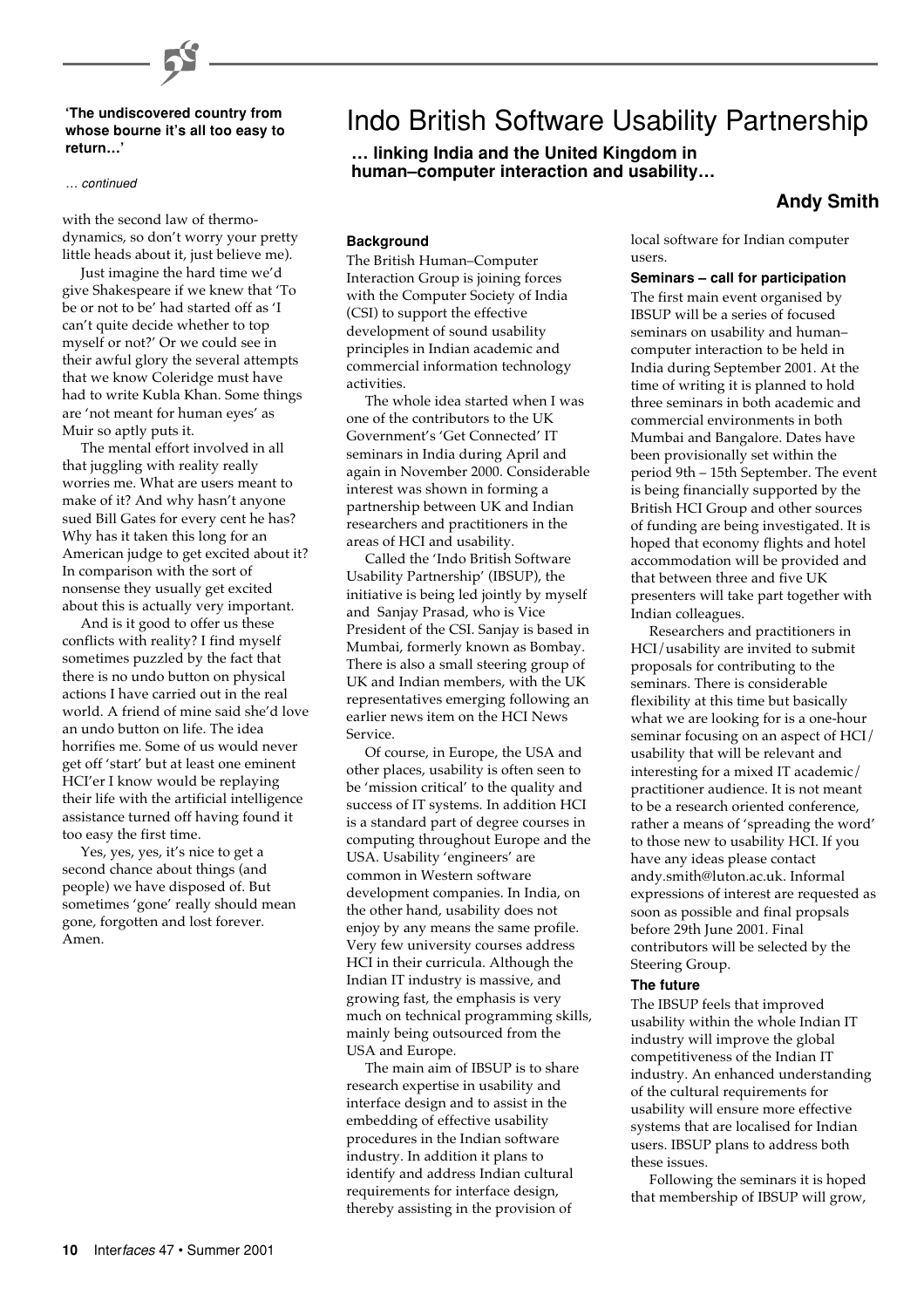**'The undiscovered country from whose bourne it's all too easy to return…'**

*… continued*

with the second law of thermodynamics, so don't worry your pretty little heads about it, just believe me).

Just imagine the hard time we'd give Shakespeare if we knew that 'To be or not to be' had started off as 'I can't quite decide whether to top myself or not?' Or we could see in their awful glory the several attempts that we know Coleridge must have had to write Kubla Khan. Some things are 'not meant for human eyes' as Muir so aptly puts it.

The mental effort involved in all that juggling with reality really worries me. What are users meant to make of it? And why hasn't anyone sued Bill Gates for every cent he has? Why has it taken this long for an American judge to get excited about it? In comparison with the sort of nonsense they usually get excited about this is actually very important.

And is it good to offer us these conflicts with reality? I find myself sometimes puzzled by the fact that there is no undo button on physical actions I have carried out in the real world. A friend of mine said she'd love an undo button on life. The idea horrifies me. Some of us would never get off 'start' but at least one eminent HCI'er I know would be replaying their life with the artificial intelligence assistance turned off having found it too easy the first time.

Yes, yes, yes, it's nice to get a second chance about things (and people) we have disposed of. But sometimes 'gone' really should mean gone, forgotten and lost forever. Amen.

# Indo British Software Usability Partnership

**… linking India and the United Kingdom in human–computer interaction and usability…**

**Andy Smith**

### Background

The British Human–Computer Interaction Group is joining forces with the Computer Society of India (CSI) to support the effective development of sound usability principles in Indian academic and commercial information technology activities.

The whole idea started when I was one of the contributors to the UK Government's 'Get Connected' IT seminars in India during April and again in November 2000. Considerable interest was shown in forming a partnership between UK and Indian researchers and practitioners in the areas of HCI and usability.

Called the 'Indo British Software Usability Partnership' (IBSUP), the initiative is being led jointly by myself and Sanjay Prasad, who is Vice President of the CSI. Sanjay is based in Mumbai, formerly known as Bombay. There is also a small steering group of UK and Indian members, with the UK representatives emerging following an earlier news item on the HCI News Service.

Of course, in Europe, the USA and other places, usability is often seen to be 'mission critical' to the quality and success of IT systems. In addition HCI is a standard part of degree courses in computing throughout Europe and the USA. Usability 'engineers' are common in Western software development companies. In India, on the other hand, usability does not enjoy by any means the same profile. Very few university courses address HCI in their curricula. Although the Indian IT industry is massive, and growing fast, the emphasis is very much on technical programming skills, mainly being outsourced from the USA and Europe.

The main aim of IBSUP is to share research expertise in usability and interface design and to assist in the embedding of effective usability procedures in the Indian software industry. In addition it plans to identify and address Indian cultural requirements for interface design, thereby assisting in the provision of local software for Indian computer users.

### Seminars – call for participation

The first main event organised by IBSUP will be a series of focused seminars on usability and human–computer interaction to be held in India during September 2001. At the time of writing it is planned to hold three seminars in both academic and commercial environments in both Mumbai and Bangalore. Dates have been provisionally set within the period 9th – 15th September. The event is being financially supported by the British HCI Group and other sources of funding are being investigated. It is hoped that economy flights and hotel accommodation will be provided and that between three and five UK presenters will take part together with Indian colleagues.

Researchers and practitioners in HCI/usability are invited to submit proposals for contributing to the seminars. There is considerable flexibility at this time but basically what we are looking for is a one-hour seminar focusing on an aspect of HCI/usability that will be relevant and interesting for a mixed IT academic/practitioner audience. It is not meant to be a research oriented conference, rather a means of 'spreading the word' to those new to usability HCI. If you have any ideas please contact andy.smith@luton.ac.uk. Informal expressions of interest are requested as soon as possible and final propsals before 29th June 2001. Final contributors will be selected by the Steering Group.

### The future

The IBSUP feels that improved usability within the whole Indian IT industry will improve the global competitiveness of the Indian IT industry. An enhanced understanding of the cultural requirements for usability will ensure more effective systems that are localised for Indian users. IBSUP plans to address both these issues.

Following the seminars it is hoped that membership of IBSUP will grow,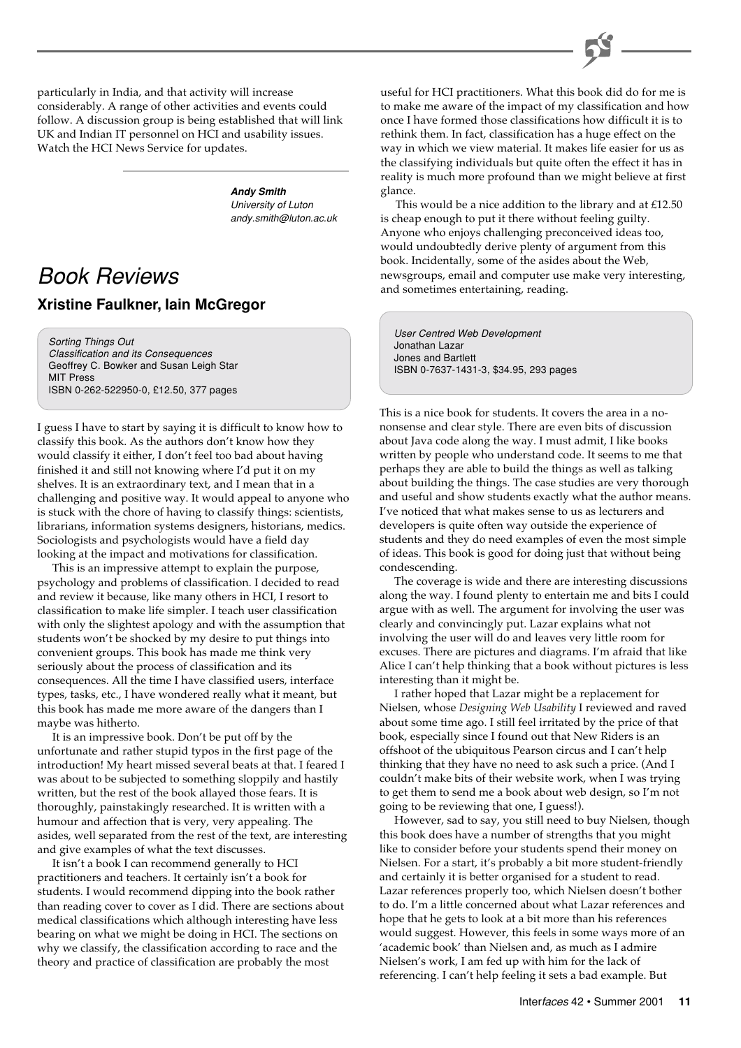particularly in India, and that activity will increase considerably. A range of other activities and events could follow. A discussion group is being established that will link UK and Indian IT personnel on HCI and usability issues. Watch the HCI News Service for updates.

**Andy Smith**
*University of Luton*
*andy.smith@luton.ac.uk*

# *Book Reviews*

## Xristine Faulkner, Iain McGregor

*Sorting Things Out*
*Classification and its Consequences*
Geoffrey C. Bowker and Susan Leigh Star
MIT Press
ISBN 0-262-522950-0, £12.50, 377 pages

I guess I have to start by saying it is difficult to know how to classify this book. As the authors don't know how they would classify it either, I don't feel too bad about having finished it and still not knowing where I'd put it on my shelves. It is an extraordinary text, and I mean that in a challenging and positive way. It would appeal to anyone who is stuck with the chore of having to classify things: scientists, librarians, information systems designers, historians, medics. Sociologists and psychologists would have a field day looking at the impact and motivations for classification.

This is an impressive attempt to explain the purpose, psychology and problems of classification. I decided to read and review it because, like many others in HCI, I resort to classification to make life simpler. I teach user classification with only the slightest apology and with the assumption that students won't be shocked by my desire to put things into convenient groups. This book has made me think very seriously about the process of classification and its consequences. All the time I have classified users, interface types, tasks, etc., I have wondered really what it meant, but this book has made me more aware of the dangers than I maybe was hitherto.

It is an impressive book. Don't be put off by the unfortunate and rather stupid typos in the first page of the introduction! My heart missed several beats at that. I feared I was about to be subjected to something sloppily and hastily written, but the rest of the book allayed those fears. It is thoroughly, painstakingly researched. It is written with a humour and affection that is very, very appealing. The asides, well separated from the rest of the text, are interesting and give examples of what the text discusses.

It isn't a book I can recommend generally to HCI practitioners and teachers. It certainly isn't a book for students. I would recommend dipping into the book rather than reading cover to cover as I did. There are sections about medical classifications which although interesting have less bearing on what we might be doing in HCI. The sections on why we classify, the classification according to race and the theory and practice of classification are probably the most useful for HCI practitioners. What this book did do for me is to make me aware of the impact of my classification and how once I have formed those classifications how difficult it is to rethink them. In fact, classification has a huge effect on the way in which we view material. It makes life easier for us as the classifying individuals but quite often the effect it has in reality is much more profound than we might believe at first glance.

This would be a nice addition to the library and at £12.50 is cheap enough to put it there without feeling guilty. Anyone who enjoys challenging preconceived ideas too, would undoubtedly derive plenty of argument from this book. Incidentally, some of the asides about the Web, newsgroups, email and computer use make very interesting, and sometimes entertaining, reading.

*User Centred Web Development*
Jonathan Lazar
Jones and Bartlett
ISBN 0-7637-1431-3, $34.95, 293 pages

This is a nice book for students. It covers the area in a no-nonsense and clear style. There are even bits of discussion about Java code along the way. I must admit, I like books written by people who understand code. It seems to me that perhaps they are able to build the things as well as talking about building the things. The case studies are very thorough and useful and show students exactly what the author means. I've noticed that what makes sense to us as lecturers and developers is quite often way outside the experience of students and they do need examples of even the most simple of ideas. This book is good for doing just that without being condescending.

The coverage is wide and there are interesting discussions along the way. I found plenty to entertain me and bits I could argue with as well. The argument for involving the user was clearly and convincingly put. Lazar explains what not involving the user will do and leaves very little room for excuses. There are pictures and diagrams. I'm afraid that like Alice I can't help thinking that a book without pictures is less interesting than it might be.

I rather hoped that Lazar might be a replacement for Nielsen, whose *Designing Web Usability* I reviewed and raved about some time ago. I still feel irritated by the price of that book, especially since I found out that New Riders is an offshoot of the ubiquitous Pearson circus and I can't help thinking that they have no need to ask such a price. (And I couldn't make bits of their website work, when I was trying to get them to send me a book about web design, so I'm not going to be reviewing that one, I guess!).

However, sad to say, you still need to buy Nielsen, though this book does have a number of strengths that you might like to consider before your students spend their money on Nielsen. For a start, it's probably a bit more student-friendly and certainly it is better organised for a student to read. Lazar references properly too, which Nielsen doesn't bother to do. I'm a little concerned about what Lazar references and hope that he gets to look at a bit more than his references would suggest. However, this feels in some ways more of an 'academic book' than Nielsen and, as much as I admire Nielsen's work, I am fed up with him for the lack of referencing. I can't help feeling it sets a bad example. But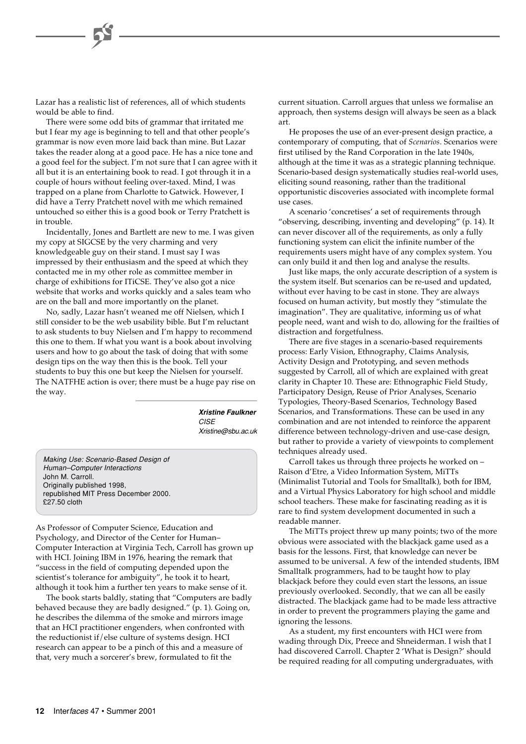Lazar has a realistic list of references, all of which students would be able to find.

There were some odd bits of grammar that irritated me but I fear my age is beginning to tell and that other people's grammar is now even more laid back than mine. But Lazar takes the reader along at a good pace. He has a nice tone and a good feel for the subject. I'm not sure that I can agree with it all but it is an entertaining book to read. I got through it in a couple of hours without feeling over-taxed. Mind, I was trapped on a plane from Charlotte to Gatwick. However, I did have a Terry Pratchett novel with me which remained untouched so either this is a good book or Terry Pratchett is in trouble.

Incidentally, Jones and Bartlett are new to me. I was given my copy at SIGCSE by the very charming and very knowledgeable guy on their stand. I must say I was impressed by their enthusiasm and the speed at which they contacted me in my other role as committee member in charge of exhibitions for ITiCSE. They've also got a nice website that works and works quickly and a sales team who are on the ball and more importantly on the planet.

No, sadly, Lazar hasn't weaned me off Nielsen, which I still consider to be the web usability bible. But I'm reluctant to ask students to buy Nielsen and I'm happy to recommend this one to them. If what you want is a book about involving users and how to go about the task of doing that with some design tips on the way then this is the book. Tell your students to buy this one but keep the Nielsen for yourself. The NATFHE action is over; there must be a huge pay rise on the way.

**Xristine Faulkner**
*CISE*
*Xristine@sbu.ac.uk*

*Making Use: Scenario-Based Design of Human–Computer Interactions*
John M. Carroll.
Originally published 1998,
republished MIT Press December 2000.
£27.50 cloth

As Professor of Computer Science, Education and Psychology, and Director of the Center for Human–Computer Interaction at Virginia Tech, Carroll has grown up with HCI. Joining IBM in 1976, hearing the remark that "success in the field of computing depended upon the scientist's tolerance for ambiguity", he took it to heart, although it took him a further ten years to make sense of it.

The book starts baldly, stating that "Computers are badly behaved because they are badly designed." (p. 1). Going on, he describes the dilemma of the smoke and mirrors image that an HCI practitioner engenders, when confronted with the reductionist if/else culture of systems design. HCI research can appear to be a pinch of this and a measure of that, very much a sorcerer's brew, formulated to fit the current situation. Carroll argues that unless we formalise an approach, then systems design will always be seen as a black art.

He proposes the use of an ever-present design practice, a contemporary of computing, that of *Scenarios*. Scenarios were first utilised by the Rand Corporation in the late 1940s, although at the time it was as a strategic planning technique. Scenario-based design systematically studies real-world uses, eliciting sound reasoning, rather than the traditional opportunistic discoveries associated with incomplete formal use cases.

A scenario 'concretises' a set of requirements through "observing, describing, inventing and developing" (p. 14). It can never discover all of the requirements, as only a fully functioning system can elicit the infinite number of the requirements users might have of any complex system. You can only build it and then log and analyse the results.

Just like maps, the only accurate description of a system is the system itself. But scenarios can be re-used and updated, without ever having to be cast in stone. They are always focused on human activity, but mostly they "stimulate the imagination". They are qualitative, informing us of what people need, want and wish to do, allowing for the frailties of distraction and forgetfulness.

There are five stages in a scenario-based requirements process: Early Vision, Ethnography, Claims Analysis, Activity Design and Prototyping, and seven methods suggested by Carroll, all of which are explained with great clarity in Chapter 10. These are: Ethnographic Field Study, Participatory Design, Reuse of Prior Analyses, Scenario Typologies, Theory-Based Scenarios, Technology Based Scenarios, and Transformations. These can be used in any combination and are not intended to reinforce the apparent difference between technology-driven and use-case design, but rather to provide a variety of viewpoints to complement techniques already used.

Carroll takes us through three projects he worked on – Raison d'Etre, a Video Information System, MiTTs (Minimalist Tutorial and Tools for Smalltalk), both for IBM, and a Virtual Physics Laboratory for high school and middle school teachers. These make for fascinating reading as it is rare to find system development documented in such a readable manner.

The MiTTs project threw up many points; two of the more obvious were associated with the blackjack game used as a basis for the lessons. First, that knowledge can never be assumed to be universal. A few of the intended students, IBM Smalltalk programmers, had to be taught how to play blackjack before they could even start the lessons, an issue previously overlooked. Secondly, that we can all be easily distracted. The blackjack game had to be made less attractive in order to prevent the programmers playing the game and ignoring the lessons.

As a student, my first encounters with HCI were from wading through Dix, Preece and Shneiderman. I wish that I had discovered Carroll. Chapter 2 'What is Design?' should be required reading for all computing undergraduates, with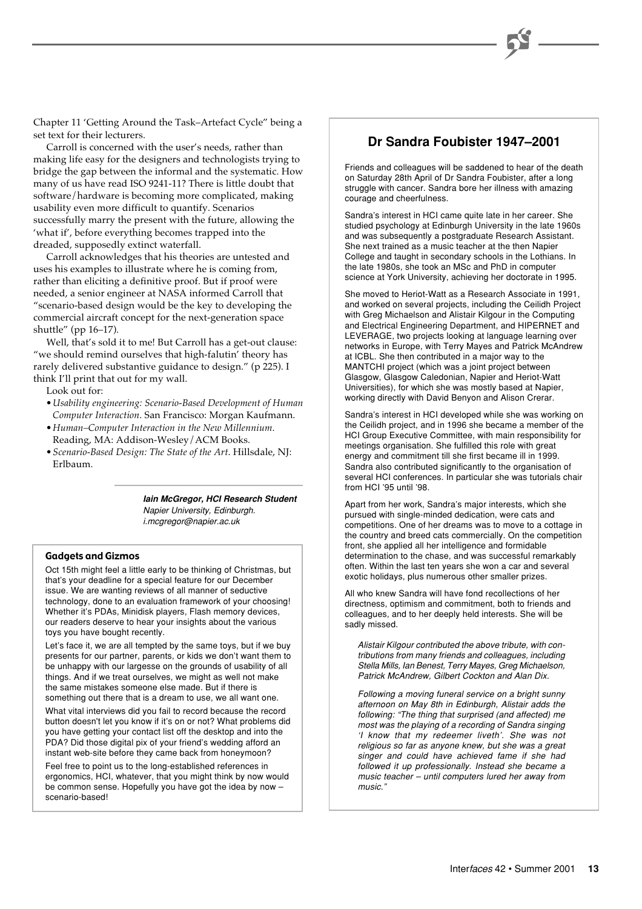Chapter 11 'Getting Around the Task–Artefact Cycle" being a set text for their lecturers.

Carroll is concerned with the user's needs, rather than making life easy for the designers and technologists trying to bridge the gap between the informal and the systematic. How many of us have read ISO 9241-11? There is little doubt that software/hardware is becoming more complicated, making usability even more difficult to quantify. Scenarios successfully marry the present with the future, allowing the 'what if', before everything becomes trapped into the dreaded, supposedly extinct waterfall.

Carroll acknowledges that his theories are untested and uses his examples to illustrate where he is coming from, rather than eliciting a definitive proof. But if proof were needed, a senior engineer at NASA informed Carroll that "scenario-based design would be the key to developing the commercial aircraft concept for the next-generation space shuttle" (pp 16–17).

Well, that's sold it to me! But Carroll has a get-out clause: "we should remind ourselves that high-falutin' theory has rarely delivered substantive guidance to design." (p 225). I think I'll print that out for my wall.

Look out for:

- *Usability engineering: Scenario-Based Development of Human Computer Interaction*. San Francisco: Morgan Kaufmann.
- *Human–Computer Interaction in the New Millennium*. Reading, MA: Addison-Wesley/ACM Books.
- *Scenario-Based Design: The State of the Art*. Hillsdale, NJ: Erlbaum.

***Iain McGregor, HCI Research Student***
*Napier University, Edinburgh.*
*i.mcgregor@napier.ac.uk*

### Gadgets and Gizmos

Oct 15th might feel a little early to be thinking of Christmas, but that's your deadline for a special feature for our December issue. We are wanting reviews of all manner of seductive technology, done to an evaluation framework of your choosing! Whether it's PDAs, Minidisk players, Flash memory devices, our readers deserve to hear your insights about the various toys you have bought recently.

Let's face it, we are all tempted by the same toys, but if we buy presents for our partner, parents, or kids we don't want them to be unhappy with our largesse on the grounds of usability of all things. And if we treat ourselves, we might as well not make the same mistakes someone else made. But if there is something out there that is a dream to use, we all want one.

What vital interviews did you fail to record because the record button doesn't let you know if it's on or not? What problems did you have getting your contact list off the desktop and into the PDA? Did those digital pix of your friend's wedding afford an instant web-site before they came back from honeymoon?

Feel free to point us to the long-established references in ergonomics, HCI, whatever, that you might think by now would be common sense. Hopefully you have got the idea by now – scenario-based!

## Dr Sandra Foubister 1947–2001

Friends and colleagues will be saddened to hear of the death on Saturday 28th April of Dr Sandra Foubister, after a long struggle with cancer. Sandra bore her illness with amazing courage and cheerfulness.

Sandra's interest in HCI came quite late in her career. She studied psychology at Edinburgh University in the late 1960s and was subsequently a postgraduate Research Assistant. She next trained as a music teacher at the then Napier College and taught in secondary schools in the Lothians. In the late 1980s, she took an MSc and PhD in computer science at York University, achieving her doctorate in 1995.

She moved to Heriot-Watt as a Research Associate in 1991, and worked on several projects, including the Ceilidh Project with Greg Michaelson and Alistair Kilgour in the Computing and Electrical Engineering Department, and HIPERNET and LEVERAGE, two projects looking at language learning over networks in Europe, with Terry Mayes and Patrick McAndrew at ICBL. She then contributed in a major way to the MANTCHI project (which was a joint project between Glasgow, Glasgow Caledonian, Napier and Heriot-Watt Universities), for which she was mostly based at Napier, working directly with David Benyon and Alison Crerar.

Sandra's interest in HCI developed while she was working on the Ceilidh project, and in 1996 she became a member of the HCI Group Executive Committee, with main responsibility for meetings organisation. She fulfilled this role with great energy and commitment till she first became ill in 1999. Sandra also contributed significantly to the organisation of several HCI conferences. In particular she was tutorials chair from HCI '95 until '98.

Apart from her work, Sandra's major interests, which she pursued with single-minded dedication, were cats and competitions. One of her dreams was to move to a cottage in the country and breed cats commercially. On the competition front, she applied all her intelligence and formidable determination to the chase, and was successful remarkably often. Within the last ten years she won a car and several exotic holidays, plus numerous other smaller prizes.

All who knew Sandra will have fond recollections of her directness, optimism and commitment, both to friends and colleagues, and to her deeply held interests. She will be sadly missed.

*Alistair Kilgour contributed the above tribute, with contributions from many friends and colleagues, including Stella Mills, Ian Benest, Terry Mayes, Greg Michaelson, Patrick McAndrew, Gilbert Cockton and Alan Dix.*

*Following a moving funeral service on a bright sunny afternoon on May 8th in Edinburgh, Alistair adds the following: "The thing that surprised (and affected) me most was the playing of a recording of Sandra singing 'I know that my redeemer liveth'. She was not religious so far as anyone knew, but she was a great singer and could have achieved fame if she had followed it up professionally. Instead she became a music teacher – until computers lured her away from music."*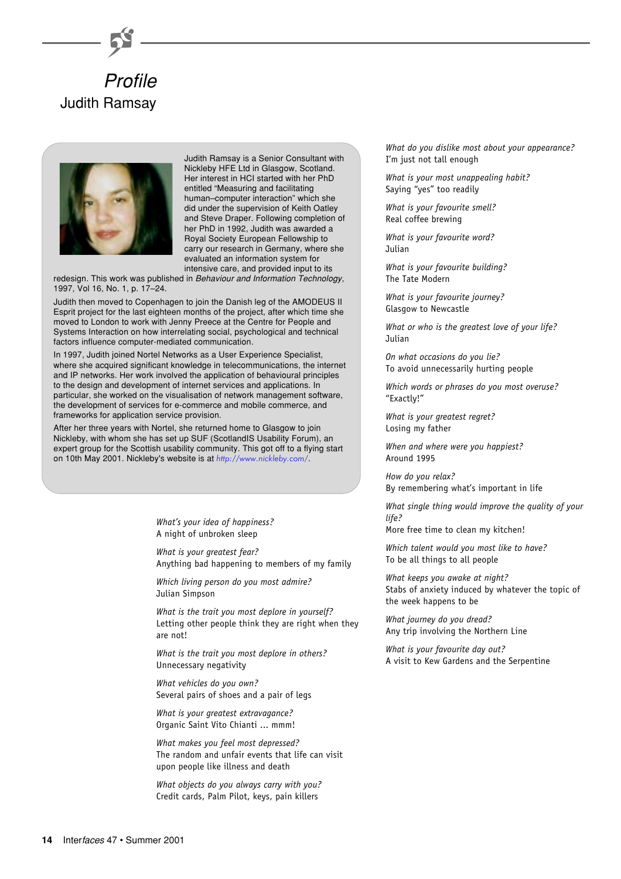# Profile

## Judith Ramsay

Judith Ramsay is a Senior Consultant with Nickleby HFE Ltd in Glasgow, Scotland. Her interest in HCI started with her PhD entitled "Measuring and facilitating human–computer interaction" which she did under the supervision of Keith Oatley and Steve Draper. Following completion of her PhD in 1992, Judith was awarded a Royal Society European Fellowship to carry our research in Germany, where she evaluated an information system for intensive care, and provided input to its redesign. This work was published in *Behaviour and Information Technology*, 1997, Vol 16, No. 1, p. 17–24.

Judith then moved to Copenhagen to join the Danish leg of the AMODEUS II Esprit project for the last eighteen months of the project, after which time she moved to London to work with Jenny Preece at the Centre for People and Systems Interaction on how interrelating social, psychological and technical factors influence computer-mediated communication.

In 1997, Judith joined Nortel Networks as a User Experience Specialist, where she acquired significant knowledge in telecommunications, the internet and IP networks. Her work involved the application of behavioural principles to the design and development of internet services and applications. In particular, she worked on the visualisation of network management software, the development of services for e-commerce and mobile commerce, and frameworks for application service provision.

After her three years with Nortel, she returned home to Glasgow to join Nickleby, with whom she has set up SUF (ScotlandIS Usability Forum), an expert group for the Scottish usability community. This got off to a flying start on 10th May 2001. Nickleby's website is at http://www.nickleby.com/.

*What's your idea of happiness?*
A night of unbroken sleep

*What is your greatest fear?*
Anything bad happening to members of my family

*Which living person do you most admire?*
Julian Simpson

*What is the trait you most deplore in yourself?*
Letting other people think they are right when they are not!

*What is the trait you most deplore in others?*
Unnecessary negativity

*What vehicles do you own?*
Several pairs of shoes and a pair of legs

*What is your greatest extravagance?*
Organic Saint Vito Chianti … mmm!

*What makes you feel most depressed?*
The random and unfair events that life can visit upon people like illness and death

*What objects do you always carry with you?*
Credit cards, Palm Pilot, keys, pain killers

*What do you dislike most about your appearance?*
I'm just not tall enough

*What is your most unappealing habit?*
Saying "yes" too readily

*What is your favourite smell?*
Real coffee brewing

*What is your favourite word?*
Julian

*What is your favourite building?*
The Tate Modern

*What is your favourite journey?*
Glasgow to Newcastle

*What or who is the greatest love of your life?*
Julian

*On what occasions do you lie?*
To avoid unnecessarily hurting people

*Which words or phrases do you most overuse?*
"Exactly!"

*What is your greatest regret?*
Losing my father

*When and where were you happiest?*
Around 1995

*How do you relax?*
By remembering what's important in life

*What single thing would improve the quality of your life?*
More free time to clean my kitchen!

*Which talent would you most like to have?*
To be all things to all people

*What keeps you awake at night?*
Stabs of anxiety induced by whatever the topic of the week happens to be

*What journey do you dread?*
Any trip involving the Northern Line

*What is your favourite day out?*
A visit to Kew Gardens and the Serpentine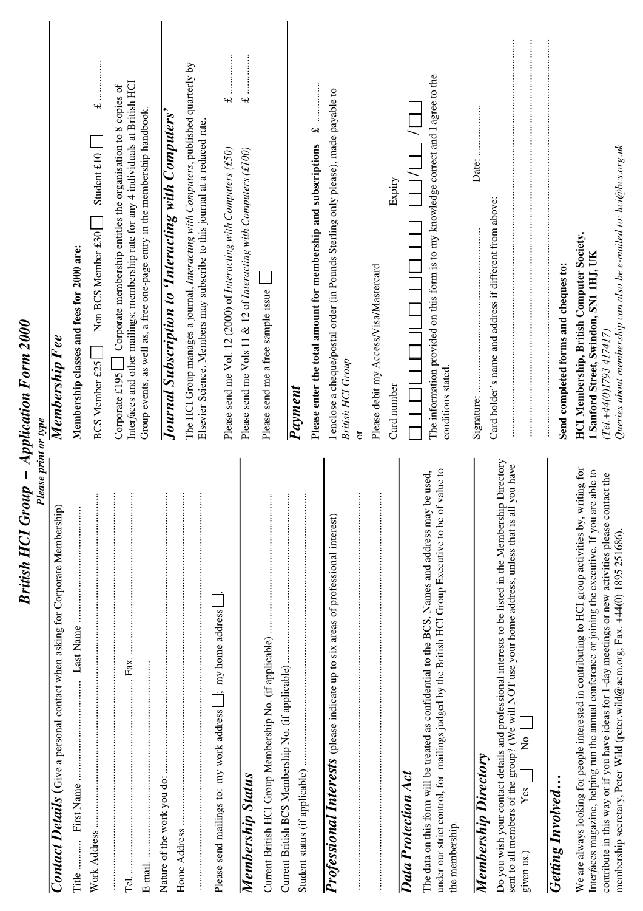# British HCI Group – Application Form 2000

*Please print or type*

## Contact Details (Give a personal contact when asking for Corporate Membership)

Title .......... First Name .......................... Last Name ..........................

Work Address ..........................................................................

..........................................................................

Tel. .......................................... Fax. ..........................

E-mail. ..........................................................................

Nature of the work you do: ..........................................................................

Home Address ..........................................................................

..........................................................................

Please send mailings to: my work address ☐; my home address ☐.

## Membership Status

Current British HCI Group Membership No. (if applicable) ..........................

Current British BCS Membership No. (if applicable) ..........................

Student status (if applicable) ..........................

## Professional Interests (please indicate up to six areas of professional interest)

..........................................................................

..........................................................................

## Data Protection Act

The data on this form will be treated as confidential to the BCS. Names and address may be used, under our strict control, for mailings judged by the British HCI Group Executive to be of value to the membership.

## Membership Directory

Do you wish your contact details and professional interests to be listed in the Membership Directory sent to all members of the group? (We will NOT use your home address, unless that is all you have given us.) Yes ☐ No ☐

## Getting Involved…

We are always looking for people interested in contributing to HCI group activities by, writing for Interfaces magazine, helping run the annual conference or joining the executive. If you are able to contribute in this way or if you have ideas for 1-day meetings or new activities please contact the membership secretary, Peter Wild (peter.wild@acm.org; Fax. +44(0) 1895 251686).

## Membership Fee

**Membership classes and fees for 2000 are:**

BCS Member £25 ☐ Non BCS Member £30 ☐ Student £10 ☐ £ ..........

Corporate £195 ☐ Corporate membership entitles the organisation to 8 copies of Interfaces and other mailings; membership rate for any 4 individuals at British HCI Group events, as well as, a free one-page entry in the membership handbook.

## Journal Subscription to 'Interacting with Computers'

The HCI Group manages a journal, *Interacting with Computers*, published quarterly by Elsevier Science. Members may subscribe to this journal at a reduced rate.

Please send me Vol. 12 (2000) of *Interacting with Computers (£50)* £ ..........

Please send me Vols 11 & 12 of *Interacting with Computers (£100)* £ ..........

Please send me a free sample issue ☐

## Payment

**Please enter the total amount for membership and subscriptions £ ..........**

I enclose a cheque/postal order (in Pounds Sterling only please), made payable to *British HCI Group*

or

Please debit my Access/Visa/Mastercard

Card number ☐☐☐☐☐☐☐☐☐☐☐☐☐☐☐☐ Expiry ☐☐/☐☐/☐☐

The information provided on this form is to my knowledge correct and I agree to the conditions stated.

Signature: .......................................... Date: ..........................

Card holder's name and address if different from above:

..........................................................................

..........................................................................

..........................................................................

**Send completed forms and cheques to:**

**HCI Membership, British Computer Society,**
**1 Sanford Street, Swindon, SN1 1HJ, UK**
*(Tel.+44(0)1793 417417)*

*Queries about membership can also be e-mailed to: hci@bcs.org.uk*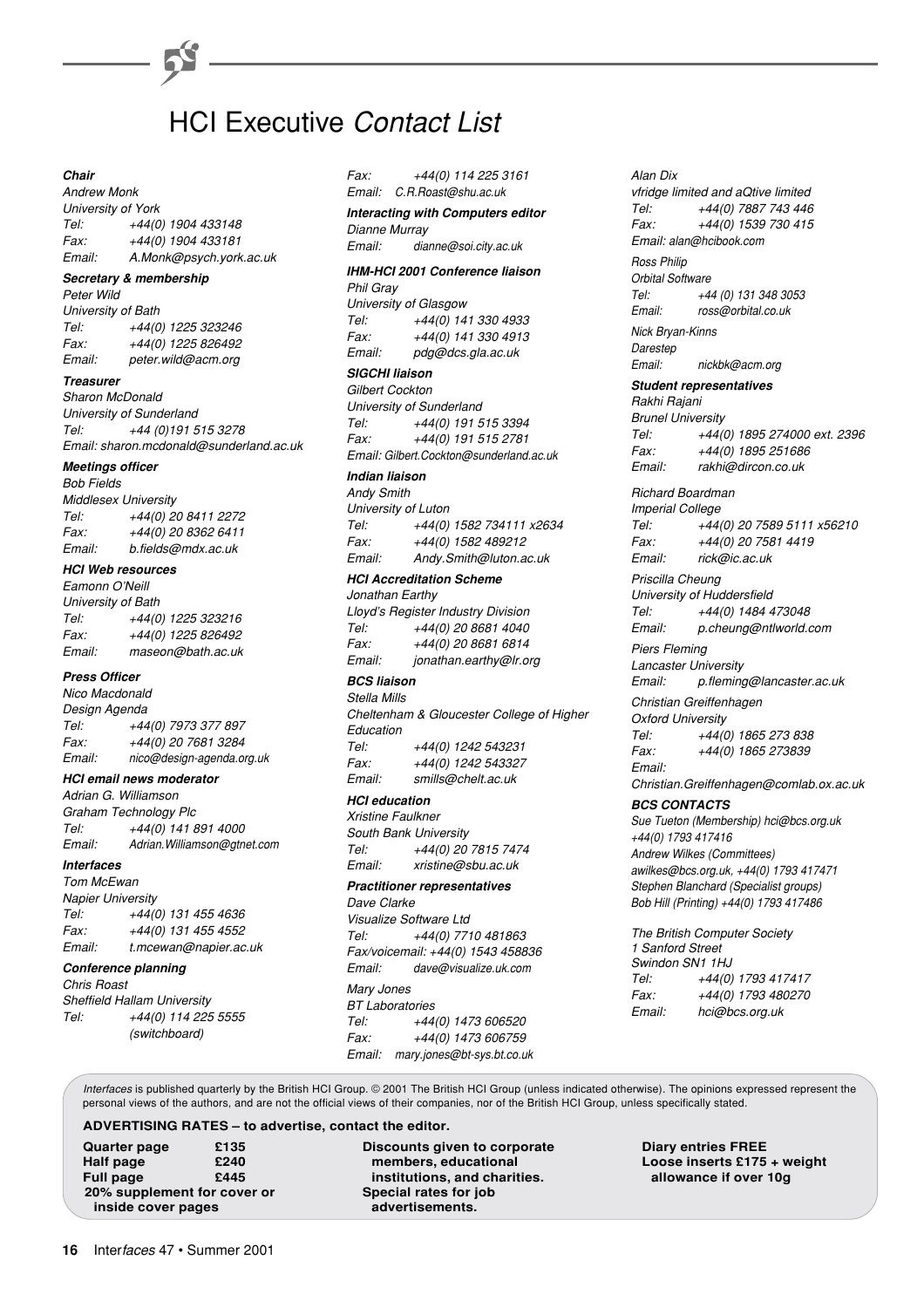# HCI Executive *Contact List*

***Chair***
*Andrew Monk*
*University of York*
*Tel: +44(0) 1904 433148*
*Fax: +44(0) 1904 433181*
*Email: A.Monk@psych.york.ac.uk*

***Secretary & membership***
*Peter Wild*
*University of Bath*
*Tel: +44(0) 1225 323246*
*Fax: +44(0) 1225 826492*
*Email: peter.wild@acm.org*

***Treasurer***
*Sharon McDonald*
*University of Sunderland*
*Tel: +44 (0)191 515 3278*
*Email: sharon.mcdonald@sunderland.ac.uk*

***Meetings officer***
*Bob Fields*
*Middlesex University*
*Tel: +44(0) 20 8411 2272*
*Fax: +44(0) 20 8362 6411*
*Email: b.fields@mdx.ac.uk*

***HCI Web resources***
*Eamonn O'Neill*
*University of Bath*
*Tel: +44(0) 1225 323216*
*Fax: +44(0) 1225 826492*
*Email: maseon@bath.ac.uk*

***Press Officer***
*Nico Macdonald*
*Design Agenda*
*Tel: +44(0) 7973 377 897*
*Fax: +44(0) 20 7681 3284*
*Email: nico@design-agenda.org.uk*

***HCI email news moderator***
*Adrian G. Williamson*
*Graham Technology Plc*
*Tel: +44(0) 141 891 4000*
*Email: Adrian.Williamson@gtnet.com*

***Interfaces***
*Tom McEwan*
*Napier University*
*Tel: +44(0) 131 455 4636*
*Fax: +44(0) 131 455 4552*
*Email: t.mcewan@napier.ac.uk*

***Conference planning***
*Chris Roast*
*Sheffield Hallam University*
*Tel: +44(0) 114 225 5555 (switchboard)*
*Fax: +44(0) 114 225 3161*
*Email: C.R.Roast@shu.ac.uk*

***Interacting with Computers editor***
*Dianne Murray*
*Email: dianne@soi.city.ac.uk*

***IHM-HCI 2001 Conference liaison***
*Phil Gray*
*University of Glasgow*
*Tel: +44(0) 141 330 4933*
*Fax: +44(0) 141 330 4913*
*Email: pdg@dcs.gla.ac.uk*

***SIGCHI liaison***
*Gilbert Cockton*
*University of Sunderland*
*Tel: +44(0) 191 515 3394*
*Fax: +44(0) 191 515 2781*
*Email: Gilbert.Cockton@sunderland.ac.uk*

***Indian liaison***
*Andy Smith*
*University of Luton*
*Tel: +44(0) 1582 734111 x2634*
*Fax: +44(0) 1582 489212*
*Email: Andy.Smith@luton.ac.uk*

***HCI Accreditation Scheme***
*Jonathan Earthy*
*Lloyd's Register Industry Division*
*Tel: +44(0) 20 8681 4040*
*Fax: +44(0) 20 8681 6814*
*Email: jonathan.earthy@lr.org*

***BCS liaison***
*Stella Mills*
*Cheltenham & Gloucester College of Higher Education*
*Tel: +44(0) 1242 543231*
*Fax: +44(0) 1242 543327*
*Email: smills@chelt.ac.uk*

***HCI education***
*Xristine Faulkner*
*South Bank University*
*Tel: +44(0) 20 7815 7474*
*Email: xristine@sbu.ac.uk*

***Practitioner representatives***
*Dave Clarke*
*Visualize Software Ltd*
*Tel: +44(0) 7710 481863*
*Fax/voicemail: +44(0) 1543 458836*
*Email: dave@visualize.uk.com*

*Mary Jones*
*BT Laboratories*
*Tel: +44(0) 1473 606520*
*Fax: +44(0) 1473 606759*
*Email: mary.jones@bt-sys.bt.co.uk*

*Alan Dix*
*vfridge limited and aQtive limited*
*Tel: +44(0) 7887 743 446*
*Fax: +44(0) 1539 730 415*
*Email: alan@hcibook.com*

*Ross Philip*
*Orbital Software*
*Tel: +44 (0) 131 348 3053*
*Email: ross@orbital.co.uk*

*Nick Bryan-Kinns*
*Darestep*
*Email: nickbk@acm.org*

***Student representatives***
*Rakhi Rajani*
*Brunel University*
*Tel: +44(0) 1895 274000 ext. 2396*
*Fax: +44(0) 1895 251686*
*Email: rakhi@dircon.co.uk*

*Richard Boardman*
*Imperial College*
*Tel: +44(0) 20 7589 5111 x56210*
*Fax: +44(0) 20 7581 4419*
*Email: rick@ic.ac.uk*

*Priscilla Cheung*
*University of Huddersfield*
*Tel: +44(0) 1484 473048*
*Email: p.cheung@ntlworld.com*

*Piers Fleming*
*Lancaster University*
*Email: p.fleming@lancaster.ac.uk*

*Christian Greiffenhagen*
*Oxford University*
*Tel: +44(0) 1865 273 838*
*Fax: +44(0) 1865 273839*
*Email: Christian.Greiffenhagen@comlab.ox.ac.uk*

***BCS CONTACTS***
*Sue Tueton (Membership) hci@bcs.org.uk +44(0) 1793 417416*
*Andrew Wilkes (Committees) awilkes@bcs.org.uk, +44(0) 1793 417471*
*Stephen Blanchard (Specialist groups)*
*Bob Hill (Printing) +44(0) 1793 417486*

*The British Computer Society*
*1 Sanford Street*
*Swindon SN1 1HJ*
*Tel: +44(0) 1793 417417*
*Fax: +44(0) 1793 480270*
*Email: hci@bcs.org.uk*

*Interfaces* is published quarterly by the British HCI Group. © 2001 The British HCI Group (unless indicated otherwise). The opinions expressed represent the personal views of the authors, and are not the official views of their companies, nor of the British HCI Group, unless specifically stated.

**ADVERTISING RATES – to advertise, contact the editor.**

| | |
|---|---|
| **Quarter page** | **£135** |
| **Half page** | **£240** |
| **Full page** | **£445** |

**20% supplement for cover or inside cover pages**

**Discounts given to corporate members, educational institutions, and charities.**
**Special rates for job advertisements.**

**Diary entries FREE**
**Loose inserts £175 + weight allowance if over 10g**